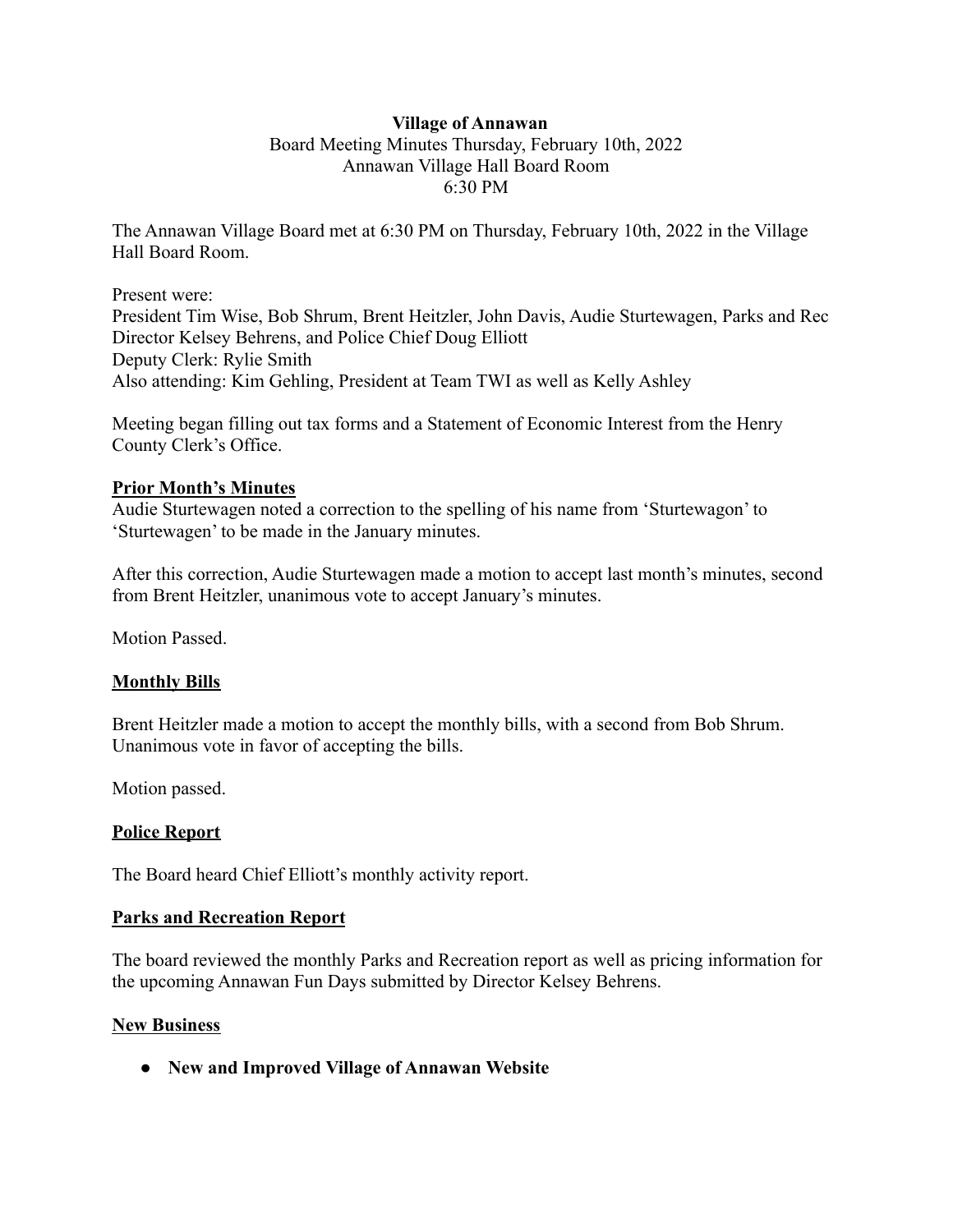**Village of Annawan**
Board Meeting Minutes Thursday, February 10th, 2022
Annawan Village Hall Board Room
6:30 PM

The Annawan Village Board met at 6:30 PM on Thursday, February 10th, 2022 in the Village Hall Board Room.

Present were:
President Tim Wise, Bob Shrum, Brent Heitzler, John Davis, Audie Sturtewagen, Parks and Rec Director Kelsey Behrens, and Police Chief Doug Elliott
Deputy Clerk: Rylie Smith
Also attending: Kim Gehling, President at Team TWI as well as Kelly Ashley

Meeting began filling out tax forms and a Statement of Economic Interest from the Henry County Clerk's Office.

## Prior Month's Minutes

Audie Sturtewagen noted a correction to the spelling of his name from 'Sturtewagon' to 'Sturtewagen' to be made in the January minutes.

After this correction, Audie Sturtewagen made a motion to accept last month's minutes, second from Brent Heitzler, unanimous vote to accept January's minutes.

Motion Passed.

## Monthly Bills

Brent Heitzler made a motion to accept the monthly bills, with a second from Bob Shrum. Unanimous vote in favor of accepting the bills.

Motion passed.

## Police Report

The Board heard Chief Elliott's monthly activity report.

## Parks and Recreation Report

The board reviewed the monthly Parks and Recreation report as well as pricing information for the upcoming Annawan Fun Days submitted by Director Kelsey Behrens.

## New Business

- **New and Improved Village of Annawan Website**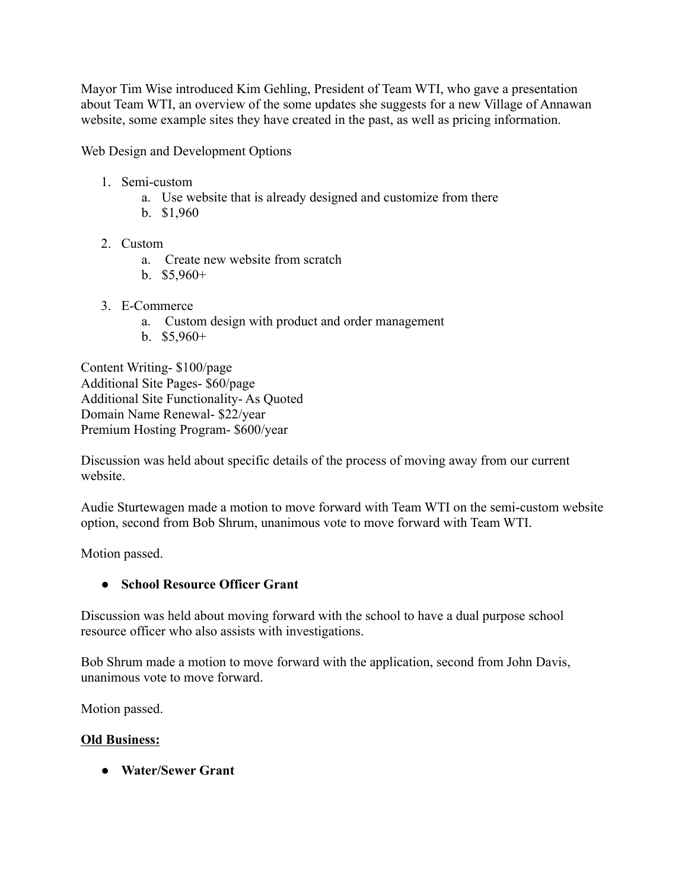Mayor Tim Wise introduced Kim Gehling, President of Team WTI, who gave a presentation about Team WTI, an overview of the some updates she suggests for a new Village of Annawan website, some example sites they have created in the past, as well as pricing information.

Web Design and Development Options

1. Semi-custom
    a. Use website that is already designed and customize from there
    b. $1,960
2. Custom
    a. Create new website from scratch
    b. $5,960+
3. E-Commerce
    a. Custom design with product and order management
    b. $5,960+

Content Writing- $100/page
Additional Site Pages- $60/page
Additional Site Functionality- As Quoted
Domain Name Renewal- $22/year
Premium Hosting Program- $600/year

Discussion was held about specific details of the process of moving away from our current website.

Audie Sturtewagen made a motion to move forward with Team WTI on the semi-custom website option, second from Bob Shrum, unanimous vote to move forward with Team WTI.

Motion passed.

- **School Resource Officer Grant**

Discussion was held about moving forward with the school to have a dual purpose school resource officer who also assists with investigations.

Bob Shrum made a motion to move forward with the application, second from John Davis, unanimous vote to move forward.

Motion passed.

**Old Business:**

- **Water/Sewer Grant**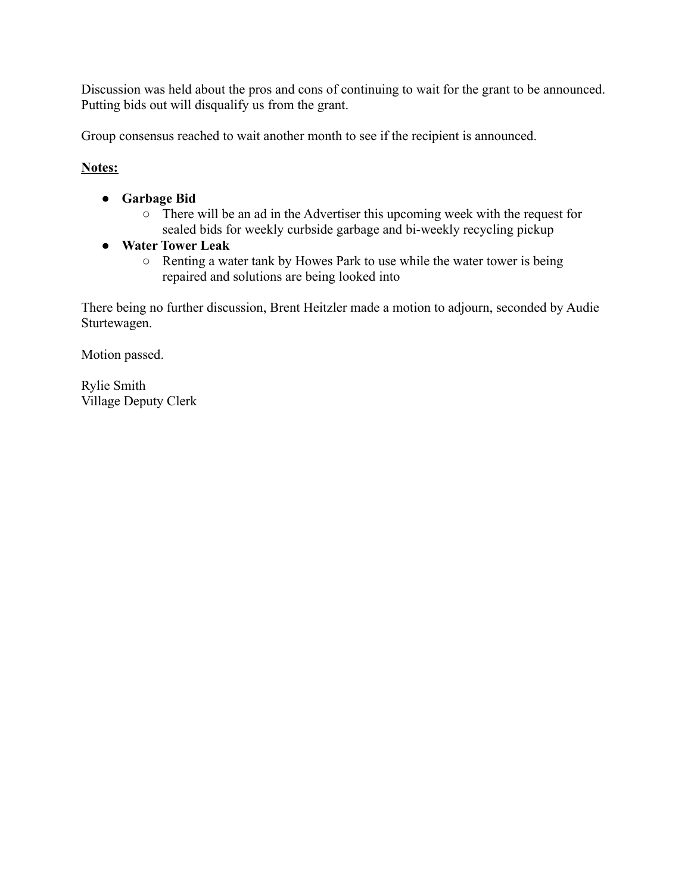Discussion was held about the pros and cons of continuing to wait for the grant to be announced. Putting bids out will disqualify us from the grant.

Group consensus reached to wait another month to see if the recipient is announced.

**<u>Notes:</u>**

- **Garbage Bid**
  - There will be an ad in the Advertiser this upcoming week with the request for sealed bids for weekly curbside garbage and bi-weekly recycling pickup
- **Water Tower Leak**
  - Renting a water tank by Howes Park to use while the water tower is being repaired and solutions are being looked into

There being no further discussion, Brent Heitzler made a motion to adjourn, seconded by Audie Sturtewagen.

Motion passed.

Rylie Smith
Village Deputy Clerk